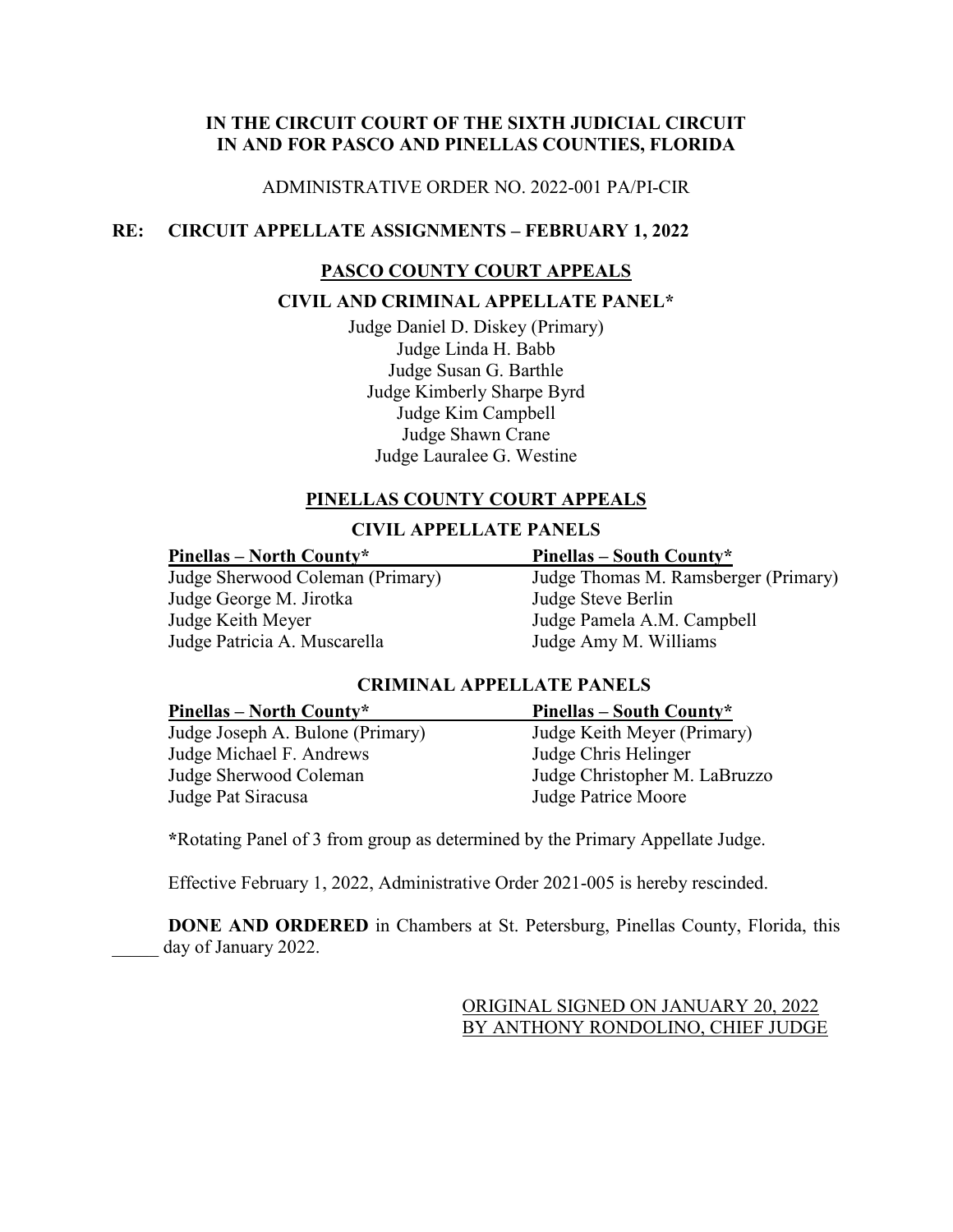**IN THE CIRCUIT COURT OF THE SIXTH JUDICIAL CIRCUIT**
**IN AND FOR PASCO AND PINELLAS COUNTIES, FLORIDA**

ADMINISTRATIVE ORDER NO. 2022-001 PA/PI-CIR

**RE: CIRCUIT APPELLATE ASSIGNMENTS – FEBRUARY 1, 2022**

## PASCO COUNTY COURT APPEALS

### CIVIL AND CRIMINAL APPELLATE PANEL*

Judge Daniel D. Diskey (Primary)
Judge Linda H. Babb
Judge Susan G. Barthle
Judge Kimberly Sharpe Byrd
Judge Kim Campbell
Judge Shawn Crane
Judge Lauralee G. Westine

## PINELLAS COUNTY COURT APPEALS

### CIVIL APPELLATE PANELS

| Pinellas – North County* | Pinellas – South County* |
| --- | --- |
| Judge Sherwood Coleman (Primary) | Judge Thomas M. Ramsberger (Primary) |
| Judge George M. Jirotka | Judge Steve Berlin |
| Judge Keith Meyer | Judge Pamela A.M. Campbell |
| Judge Patricia A. Muscarella | Judge Amy M. Williams |

### CRIMINAL APPELLATE PANELS

| Pinellas – North County* | Pinellas – South County* |
| --- | --- |
| Judge Joseph A. Bulone (Primary) | Judge Keith Meyer (Primary) |
| Judge Michael F. Andrews | Judge Chris Helinger |
| Judge Sherwood Coleman | Judge Christopher M. LaBruzzo |
| Judge Pat Siracusa | Judge Patrice Moore |

*Rotating Panel of 3 from group as determined by the Primary Appellate Judge.

Effective February 1, 2022, Administrative Order 2021-005 is hereby rescinded.

**DONE AND ORDERED** in Chambers at St. Petersburg, Pinellas County, Florida, this _____ day of January 2022.

ORIGINAL SIGNED ON JANUARY 20, 2022
BY ANTHONY RONDOLINO, CHIEF JUDGE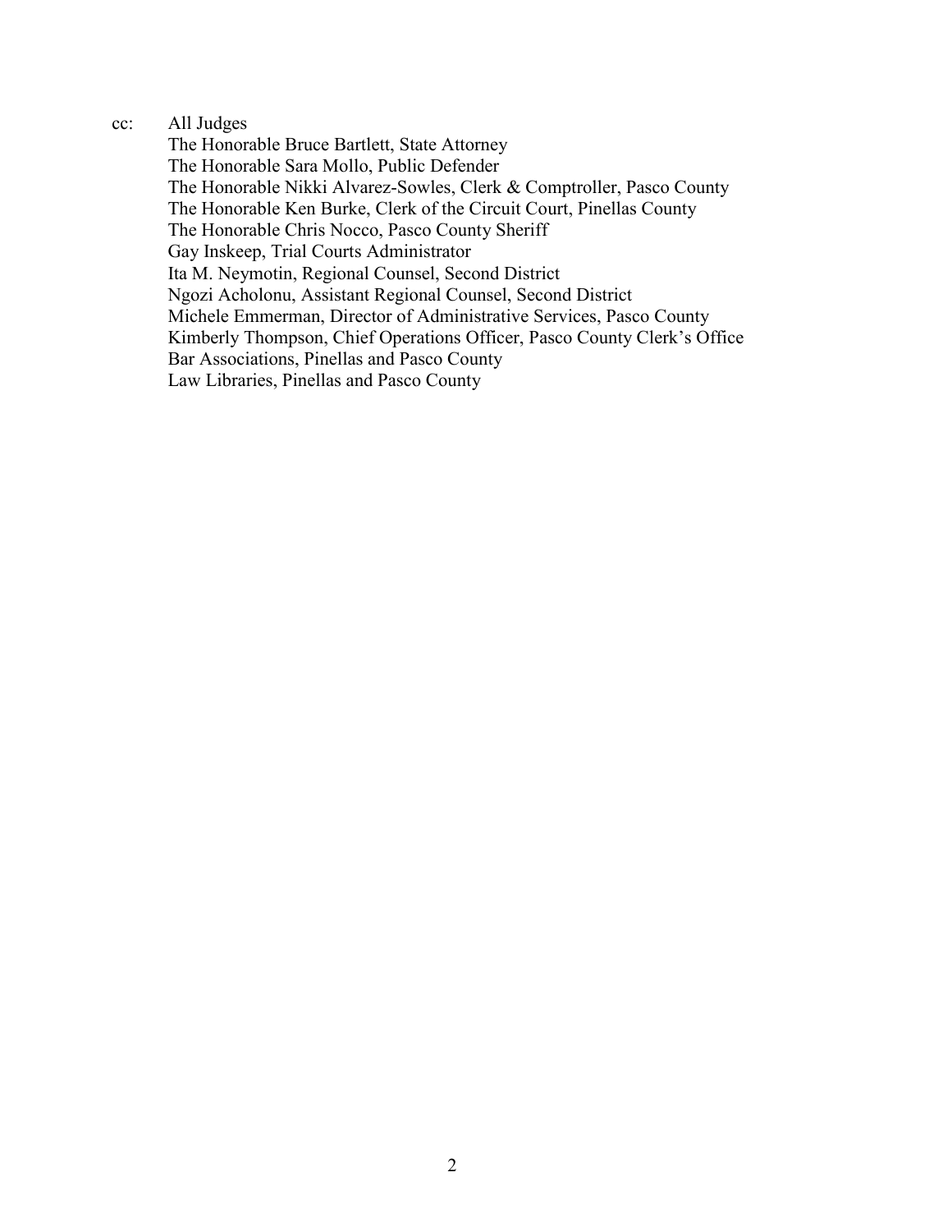cc: All Judges
The Honorable Bruce Bartlett, State Attorney
The Honorable Sara Mollo, Public Defender
The Honorable Nikki Alvarez-Sowles, Clerk & Comptroller, Pasco County
The Honorable Ken Burke, Clerk of the Circuit Court, Pinellas County
The Honorable Chris Nocco, Pasco County Sheriff
Gay Inskeep, Trial Courts Administrator
Ita M. Neymotin, Regional Counsel, Second District
Ngozi Acholonu, Assistant Regional Counsel, Second District
Michele Emmerman, Director of Administrative Services, Pasco County
Kimberly Thompson, Chief Operations Officer, Pasco County Clerk's Office
Bar Associations, Pinellas and Pasco County
Law Libraries, Pinellas and Pasco County